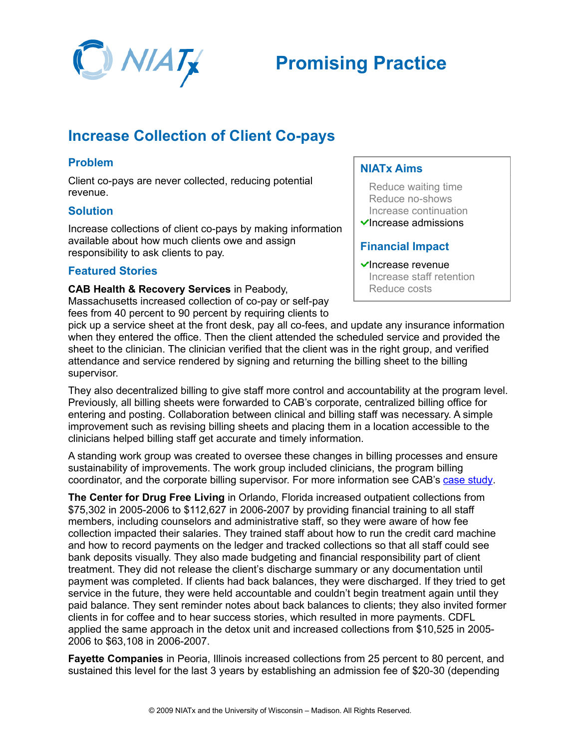# Promising Practice

## Increase Collection of Client Co-pays

### Problem

Client co-pays are never collected, reducing potential revenue.

### Solution

Increase collections of client co-pays by making information available about how much clients owe and assign responsibility to ask clients to pay.

### NIATx Aims

- Reduce waiting time
- Reduce no-shows
- Increase continuation
- ✓ Increase admissions

### Financial Impact

- ✓ Increase revenue
- Increase staff retention
- Reduce costs

### Featured Stories

**CAB Health & Recovery Services** in Peabody, Massachusetts increased collection of co-pay or self-pay fees from 40 percent to 90 percent by requiring clients to pick up a service sheet at the front desk, pay all co-fees, and update any insurance information when they entered the office. Then the client attended the scheduled service and provided the sheet to the clinician. The clinician verified that the client was in the right group, and verified attendance and service rendered by signing and returning the billing sheet to the billing supervisor.

They also decentralized billing to give staff more control and accountability at the program level. Previously, all billing sheets were forwarded to CAB's corporate, centralized billing office for entering and posting. Collaboration between clinical and billing staff was necessary. A simple improvement such as revising billing sheets and placing them in a location accessible to the clinicians helped billing staff get accurate and timely information.

A standing work group was created to oversee these changes in billing processes and ensure sustainability of improvements. The work group included clinicians, the program billing coordinator, and the corporate billing supervisor. For more information see CAB's case study.

**The Center for Drug Free Living** in Orlando, Florida increased outpatient collections from $75,302 in 2005-2006 to $112,627 in 2006-2007 by providing financial training to all staff members, including counselors and administrative staff, so they were aware of how fee collection impacted their salaries. They trained staff about how to run the credit card machine and how to record payments on the ledger and tracked collections so that all staff could see bank deposits visually. They also made budgeting and financial responsibility part of client treatment. They did not release the client's discharge summary or any documentation until payment was completed. If clients had back balances, they were discharged. If they tried to get service in the future, they were held accountable and couldn't begin treatment again until they paid balance. They sent reminder notes about back balances to clients; they also invited former clients in for coffee and to hear success stories, which resulted in more payments. CDFL applied the same approach in the detox unit and increased collections from $10,525 in 2005-2006 to $63,108 in 2006-2007.

**Fayette Companies** in Peoria, Illinois increased collections from 25 percent to 80 percent, and sustained this level for the last 3 years by establishing an admission fee of $20-30 (depending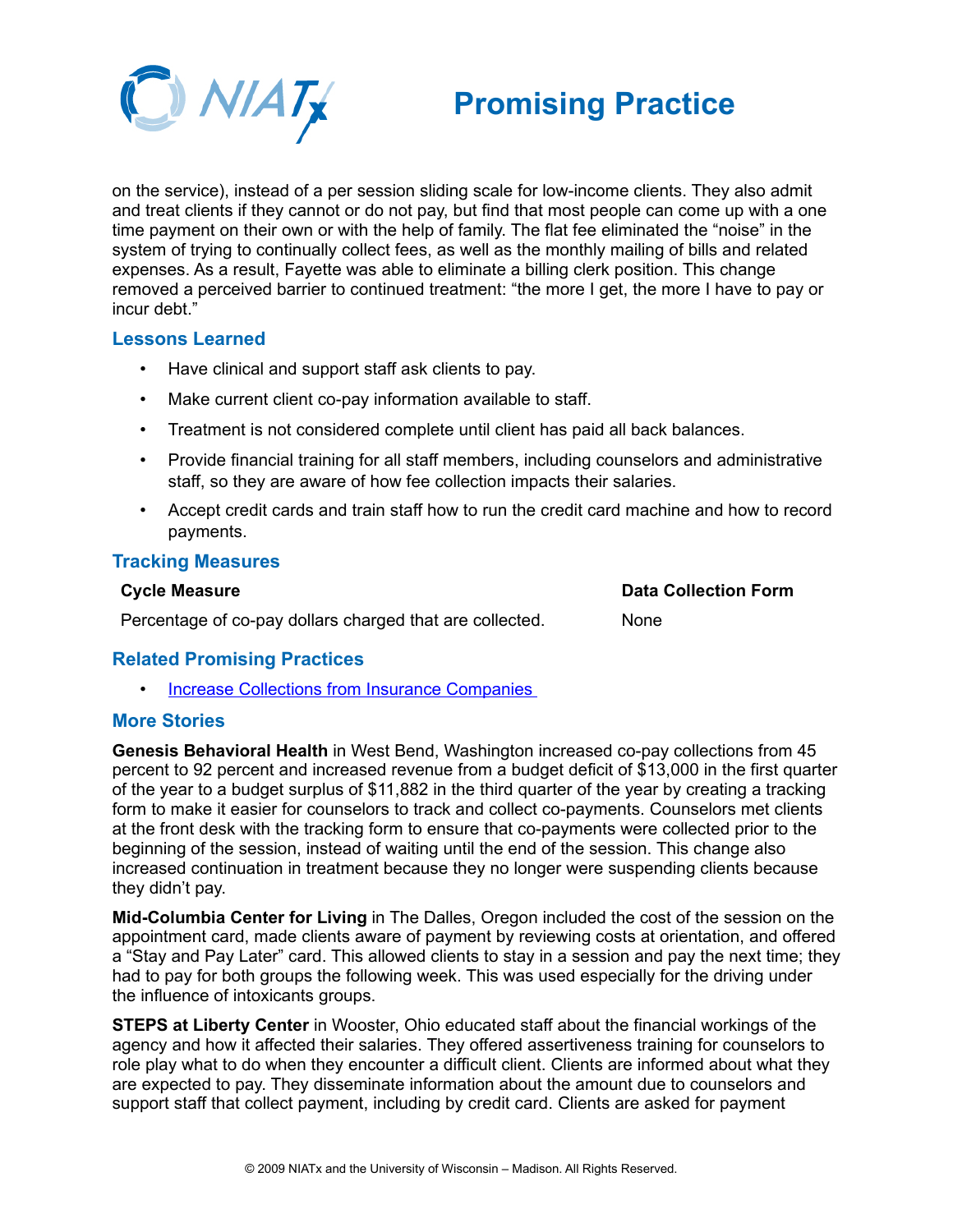on the service), instead of a per session sliding scale for low-income clients. They also admit and treat clients if they cannot or do not pay, but find that most people can come up with a one time payment on their own or with the help of family. The flat fee eliminated the "noise" in the system of trying to continually collect fees, as well as the monthly mailing of bills and related expenses. As a result, Fayette was able to eliminate a billing clerk position. This change removed a perceived barrier to continued treatment: "the more I get, the more I have to pay or incur debt."

## Lessons Learned

- Have clinical and support staff ask clients to pay.
- Make current client co-pay information available to staff.
- Treatment is not considered complete until client has paid all back balances.
- Provide financial training for all staff members, including counselors and administrative staff, so they are aware of how fee collection impacts their salaries.
- Accept credit cards and train staff how to run the credit card machine and how to record payments.

## Tracking Measures

| Cycle Measure | Data Collection Form |
|---|---|
| Percentage of co-pay dollars charged that are collected. | None |

## Related Promising Practices

- Increase Collections from Insurance Companies

## More Stories

**Genesis Behavioral Health** in West Bend, Washington increased co-pay collections from 45 percent to 92 percent and increased revenue from a budget deficit of $13,000 in the first quarter of the year to a budget surplus of $11,882 in the third quarter of the year by creating a tracking form to make it easier for counselors to track and collect co-payments. Counselors met clients at the front desk with the tracking form to ensure that co-payments were collected prior to the beginning of the session, instead of waiting until the end of the session. This change also increased continuation in treatment because they no longer were suspending clients because they didn't pay.

**Mid-Columbia Center for Living** in The Dalles, Oregon included the cost of the session on the appointment card, made clients aware of payment by reviewing costs at orientation, and offered a "Stay and Pay Later" card. This allowed clients to stay in a session and pay the next time; they had to pay for both groups the following week. This was used especially for the driving under the influence of intoxicants groups.

**STEPS at Liberty Center** in Wooster, Ohio educated staff about the financial workings of the agency and how it affected their salaries. They offered assertiveness training for counselors to role play what to do when they encounter a difficult client. Clients are informed about what they are expected to pay. They disseminate information about the amount due to counselors and support staff that collect payment, including by credit card. Clients are asked for payment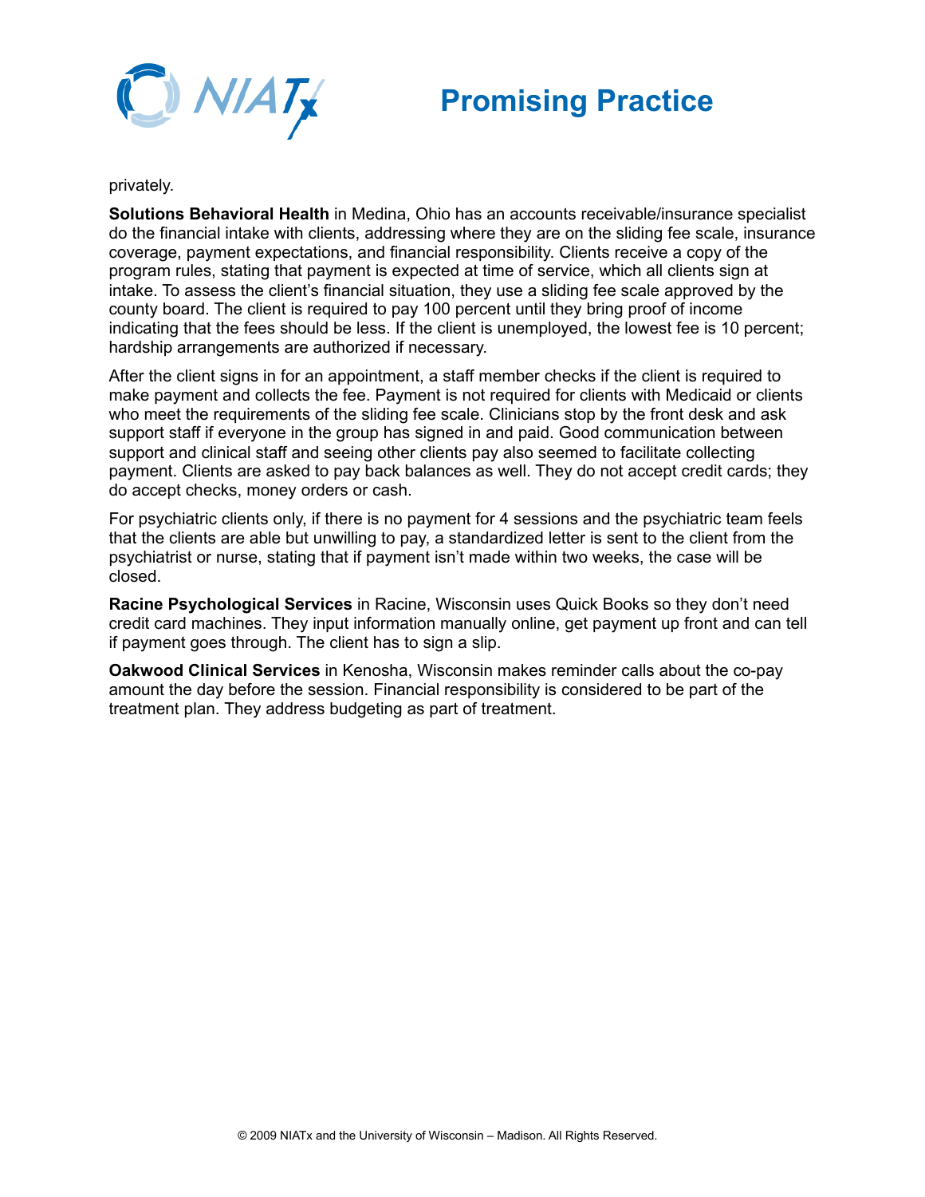privately.

**Solutions Behavioral Health** in Medina, Ohio has an accounts receivable/insurance specialist do the financial intake with clients, addressing where they are on the sliding fee scale, insurance coverage, payment expectations, and financial responsibility. Clients receive a copy of the program rules, stating that payment is expected at time of service, which all clients sign at intake. To assess the client's financial situation, they use a sliding fee scale approved by the county board. The client is required to pay 100 percent until they bring proof of income indicating that the fees should be less. If the client is unemployed, the lowest fee is 10 percent; hardship arrangements are authorized if necessary.

After the client signs in for an appointment, a staff member checks if the client is required to make payment and collects the fee. Payment is not required for clients with Medicaid or clients who meet the requirements of the sliding fee scale. Clinicians stop by the front desk and ask support staff if everyone in the group has signed in and paid. Good communication between support and clinical staff and seeing other clients pay also seemed to facilitate collecting payment. Clients are asked to pay back balances as well. They do not accept credit cards; they do accept checks, money orders or cash.

For psychiatric clients only, if there is no payment for 4 sessions and the psychiatric team feels that the clients are able but unwilling to pay, a standardized letter is sent to the client from the psychiatrist or nurse, stating that if payment isn't made within two weeks, the case will be closed.

**Racine Psychological Services** in Racine, Wisconsin uses Quick Books so they don't need credit card machines. They input information manually online, get payment up front and can tell if payment goes through. The client has to sign a slip.

**Oakwood Clinical Services** in Kenosha, Wisconsin makes reminder calls about the co-pay amount the day before the session. Financial responsibility is considered to be part of the treatment plan. They address budgeting as part of treatment.